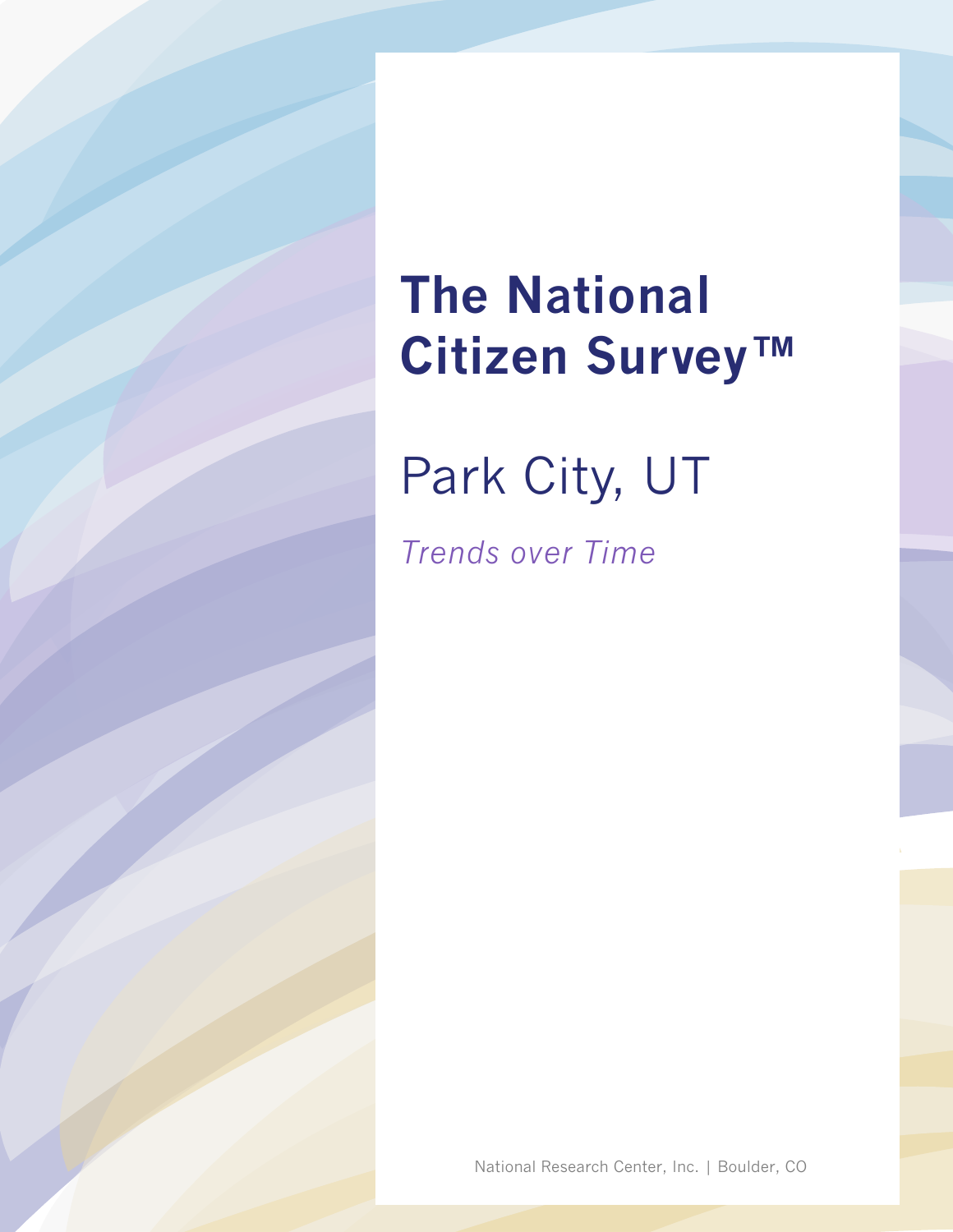# The National Citizen Survey™

## Park City, UT

*Trends over Time*

National Research Center, Inc. | Boulder, CO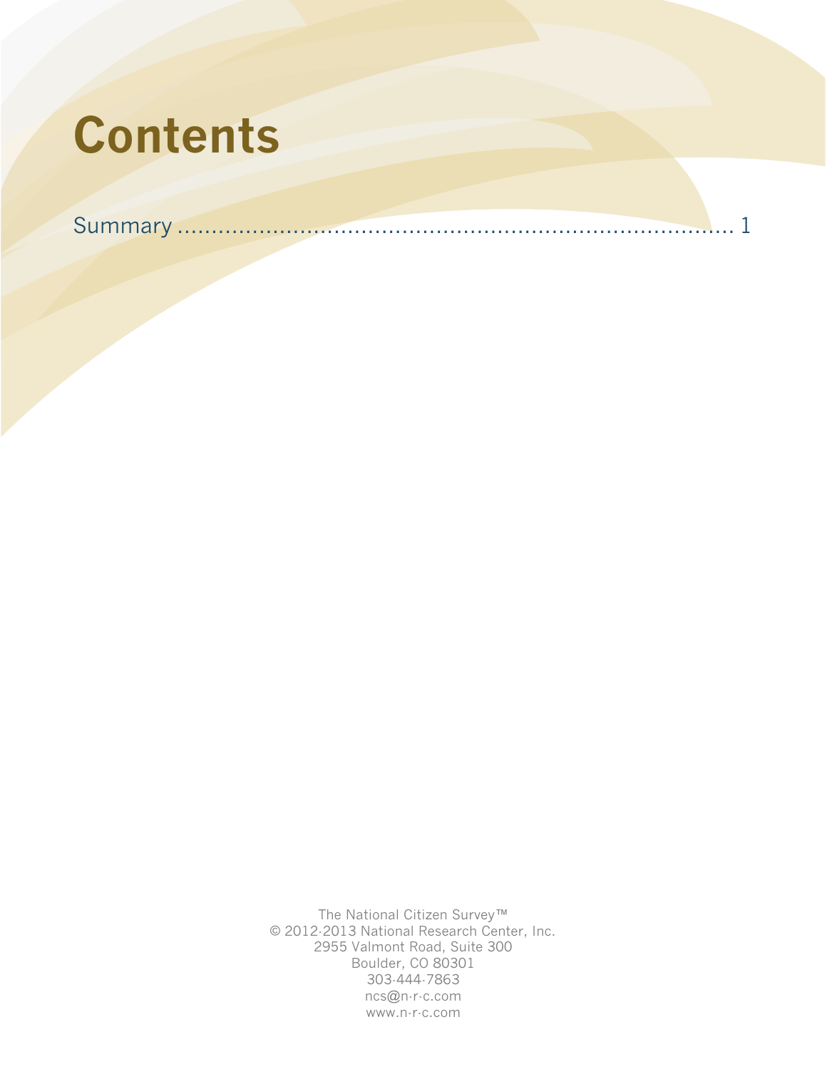# Contents

Summary ........................................................................................ 1

The National Citizen Survey™
© 2012-2013 National Research Center, Inc.
2955 Valmont Road, Suite 300
Boulder, CO 80301
303-444-7863
ncs@n-r-c.com
www.n-r-c.com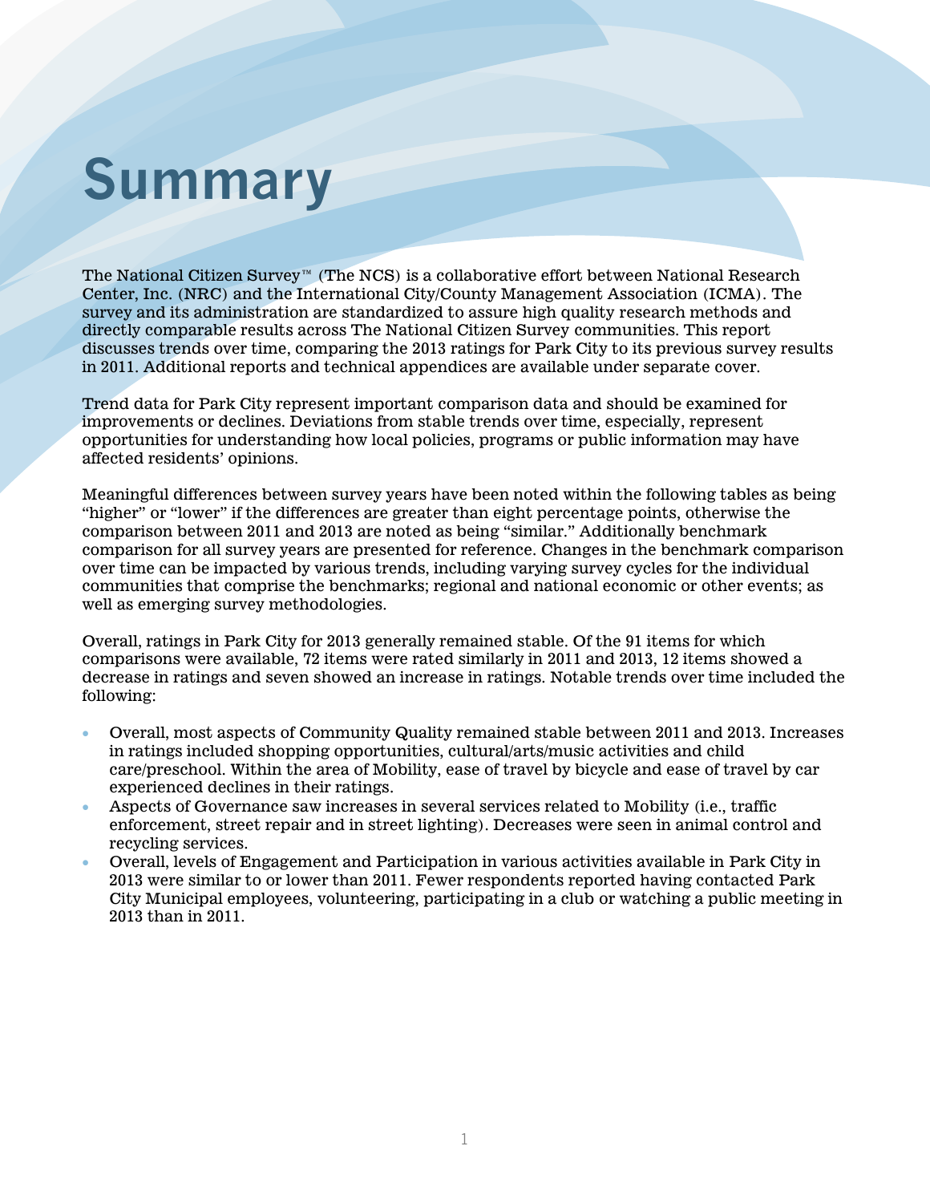# Summary

The National Citizen Survey™ (The NCS) is a collaborative effort between National Research Center, Inc. (NRC) and the International City/County Management Association (ICMA). The survey and its administration are standardized to assure high quality research methods and directly comparable results across The National Citizen Survey communities. This report discusses trends over time, comparing the 2013 ratings for Park City to its previous survey results in 2011. Additional reports and technical appendices are available under separate cover.

Trend data for Park City represent important comparison data and should be examined for improvements or declines. Deviations from stable trends over time, especially, represent opportunities for understanding how local policies, programs or public information may have affected residents' opinions.

Meaningful differences between survey years have been noted within the following tables as being "higher" or "lower" if the differences are greater than eight percentage points, otherwise the comparison between 2011 and 2013 are noted as being "similar." Additionally benchmark comparison for all survey years are presented for reference. Changes in the benchmark comparison over time can be impacted by various trends, including varying survey cycles for the individual communities that comprise the benchmarks; regional and national economic or other events; as well as emerging survey methodologies.

Overall, ratings in Park City for 2013 generally remained stable. Of the 91 items for which comparisons were available, 72 items were rated similarly in 2011 and 2013, 12 items showed a decrease in ratings and seven showed an increase in ratings. Notable trends over time included the following:

- Overall, most aspects of Community Quality remained stable between 2011 and 2013. Increases in ratings included shopping opportunities, cultural/arts/music activities and child care/preschool. Within the area of Mobility, ease of travel by bicycle and ease of travel by car experienced declines in their ratings.
- Aspects of Governance saw increases in several services related to Mobility (i.e., traffic enforcement, street repair and in street lighting). Decreases were seen in animal control and recycling services.
- Overall, levels of Engagement and Participation in various activities available in Park City in 2013 were similar to or lower than 2011. Fewer respondents reported having contacted Park City Municipal employees, volunteering, participating in a club or watching a public meeting in 2013 than in 2011.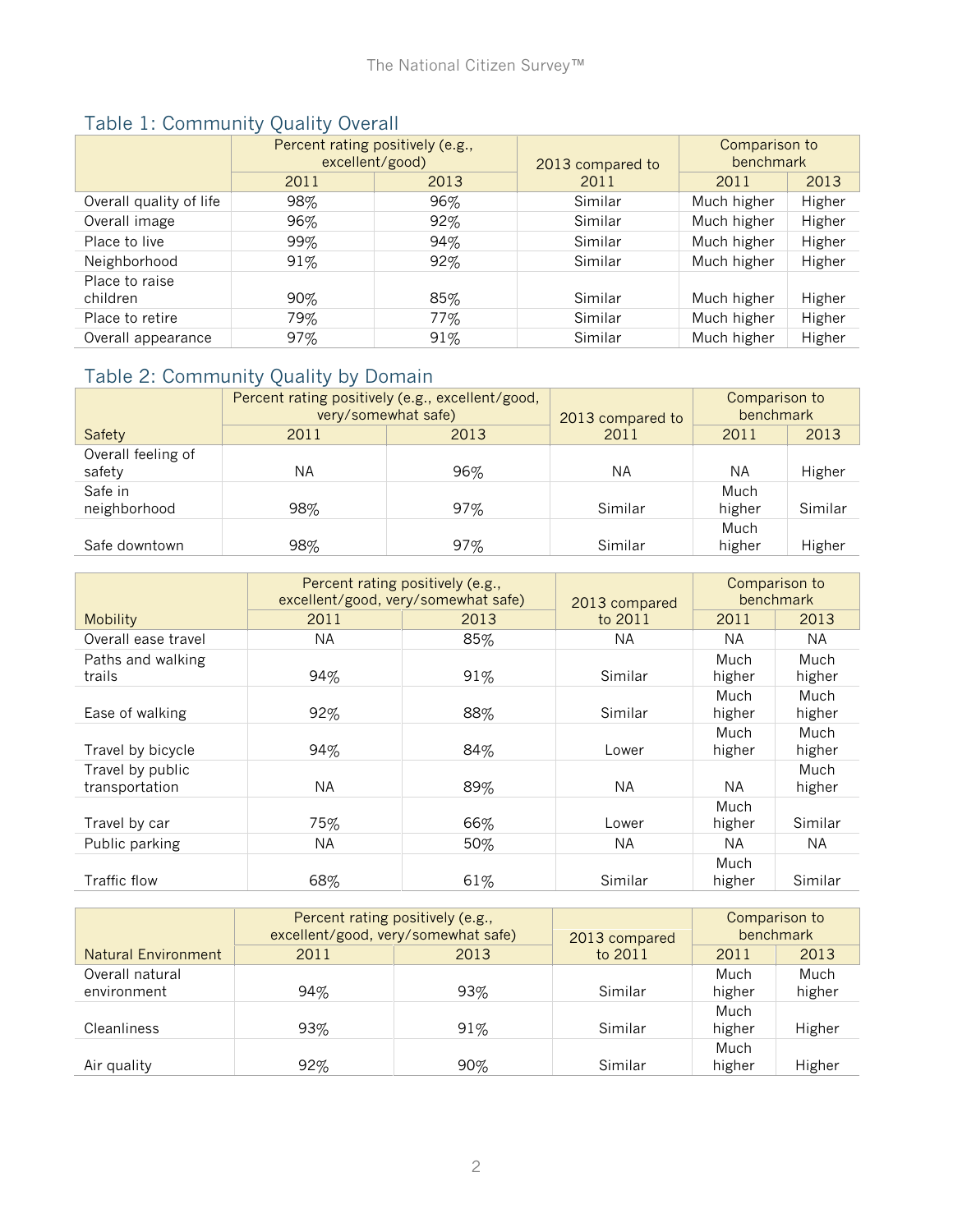## Table 1: Community Quality Overall

| | Percent rating positively (e.g., excellent/good) | | 2013 compared to 2011 | Comparison to benchmark | |
|---|---|---|---|---|---|
| | 2011 | 2013 | | 2011 | 2013 |
| Overall quality of life | 98% | 96% | Similar | Much higher | Higher |
| Overall image | 96% | 92% | Similar | Much higher | Higher |
| Place to live | 99% | 94% | Similar | Much higher | Higher |
| Neighborhood | 91% | 92% | Similar | Much higher | Higher |
| Place to raise children | 90% | 85% | Similar | Much higher | Higher |
| Place to retire | 79% | 77% | Similar | Much higher | Higher |
| Overall appearance | 97% | 91% | Similar | Much higher | Higher |

## Table 2: Community Quality by Domain

| | Percent rating positively (e.g., excellent/good, very/somewhat safe) | | 2013 compared to 2011 | Comparison to benchmark | |
|---|---|---|---|---|---|
| Safety | 2011 | 2013 | | 2011 | 2013 |
| Overall feeling of safety | NA | 96% | NA | NA | Higher |
| Safe in neighborhood | 98% | 97% | Similar | Much higher | Similar |
| Safe downtown | 98% | 97% | Similar | Much higher | Higher |

| | Percent rating positively (e.g., excellent/good, very/somewhat safe) | | 2013 compared to 2011 | Comparison to benchmark | |
|---|---|---|---|---|---|
| Mobility | 2011 | 2013 | | 2011 | 2013 |
| Overall ease travel | NA | 85% | NA | NA | NA |
| Paths and walking trails | 94% | 91% | Similar | Much higher | Much higher |
| Ease of walking | 92% | 88% | Similar | Much higher | Much higher |
| Travel by bicycle | 94% | 84% | Lower | Much higher | Much higher |
| Travel by public transportation | NA | 89% | NA | NA | Much higher |
| Travel by car | 75% | 66% | Lower | Much higher | Similar |
| Public parking | NA | 50% | NA | NA | NA |
| Traffic flow | 68% | 61% | Similar | Much higher | Similar |

| | Percent rating positively (e.g., excellent/good, very/somewhat safe) | | 2013 compared to 2011 | Comparison to benchmark | |
|---|---|---|---|---|---|
| Natural Environment | 2011 | 2013 | | 2011 | 2013 |
| Overall natural environment | 94% | 93% | Similar | Much higher | Much higher |
| Cleanliness | 93% | 91% | Similar | Much higher | Higher |
| Air quality | 92% | 90% | Similar | Much higher | Higher |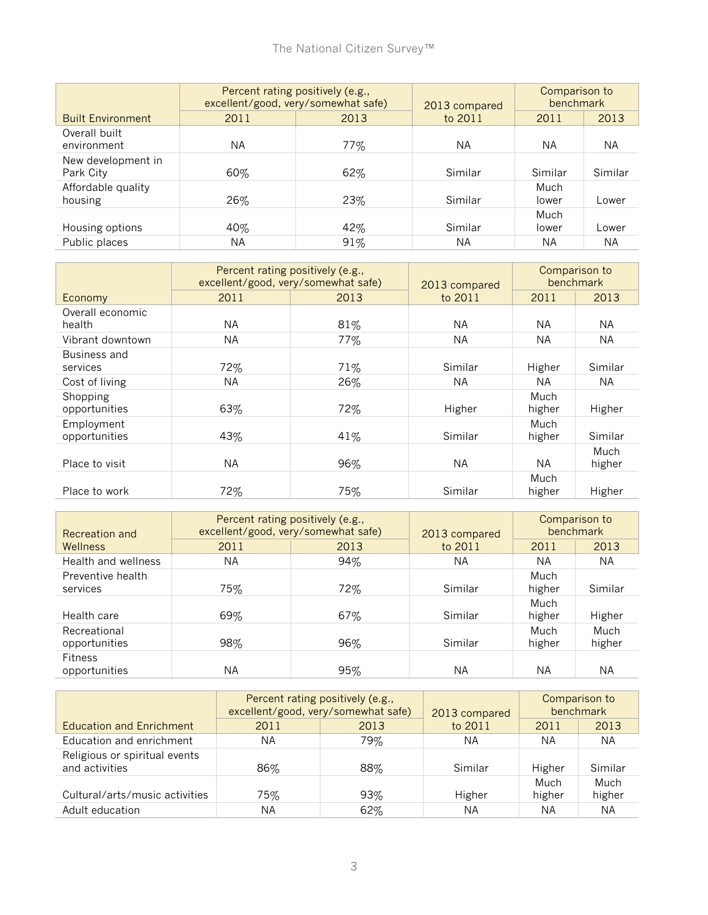| Built Environment | Percent rating positively (e.g., excellent/good, very/somewhat safe) | | 2013 compared to 2011 | Comparison to benchmark | |
|---|---|---|---|---|---|
| | 2011 | 2013 | | 2011 | 2013 |
| Overall built environment | NA | 77% | NA | NA | NA |
| New development in Park City | 60% | 62% | Similar | Similar | Similar |
| Affordable quality housing | 26% | 23% | Similar | Much lower | Lower |
| Housing options | 40% | 42% | Similar | Much lower | Lower |
| Public places | NA | 91% | NA | NA | NA |

| Economy | Percent rating positively (e.g., excellent/good, very/somewhat safe) | | 2013 compared to 2011 | Comparison to benchmark | |
|---|---|---|---|---|---|
| | 2011 | 2013 | | 2011 | 2013 |
| Overall economic health | NA | 81% | NA | NA | NA |
| Vibrant downtown | NA | 77% | NA | NA | NA |
| Business and services | 72% | 71% | Similar | Higher | Similar |
| Cost of living | NA | 26% | NA | NA | NA |
| Shopping opportunities | 63% | 72% | Higher | Much higher | Higher |
| Employment opportunities | 43% | 41% | Similar | Much higher | Similar |
| Place to visit | NA | 96% | NA | NA | Much higher |
| Place to work | 72% | 75% | Similar | Much higher | Higher |

| Recreation and Wellness | Percent rating positively (e.g., excellent/good, very/somewhat safe) | | 2013 compared to 2011 | Comparison to benchmark | |
|---|---|---|---|---|---|
| | 2011 | 2013 | | 2011 | 2013 |
| Health and wellness | NA | 94% | NA | NA | NA |
| Preventive health services | 75% | 72% | Similar | Much higher | Similar |
| Health care | 69% | 67% | Similar | Much higher | Higher |
| Recreational opportunities | 98% | 96% | Similar | Much higher | Much higher |
| Fitness opportunities | NA | 95% | NA | NA | NA |

| Education and Enrichment | Percent rating positively (e.g., excellent/good, very/somewhat safe) | | 2013 compared to 2011 | Comparison to benchmark | |
|---|---|---|---|---|---|
| | 2011 | 2013 | | 2011 | 2013 |
| Education and enrichment | NA | 79% | NA | NA | NA |
| Religious or spiritual events and activities | 86% | 88% | Similar | Higher | Similar |
| Cultural/arts/music activities | 75% | 93% | Higher | Much higher | Much higher |
| Adult education | NA | 62% | NA | NA | NA |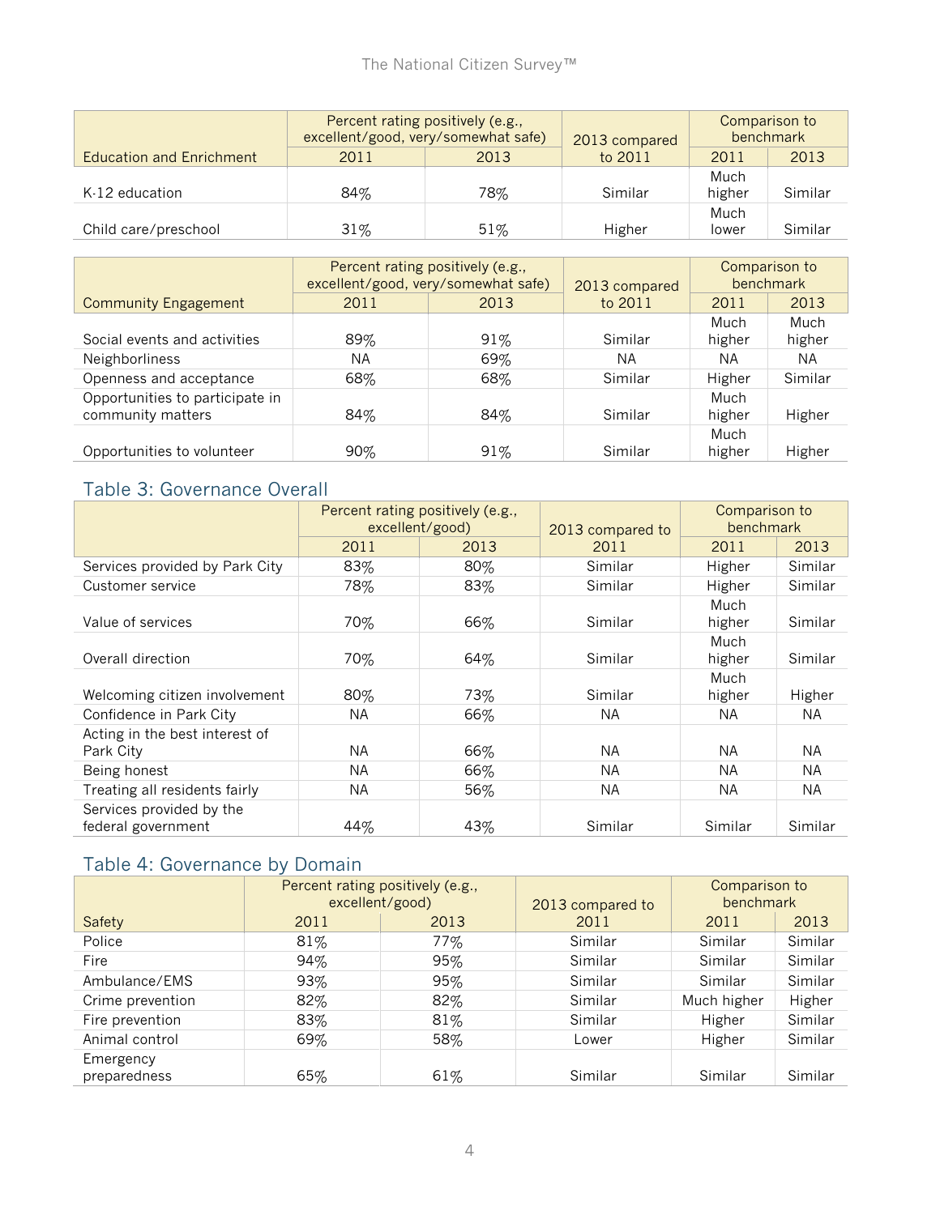| Education and Enrichment | Percent rating positively (e.g., excellent/good, very/somewhat safe) | | 2013 compared to 2011 | Comparison to benchmark | |
|---|---|---|---|---|---|
| | 2011 | 2013 | | 2011 | 2013 |
| K-12 education | 84% | 78% | Similar | Much higher | Similar |
| Child care/preschool | 31% | 51% | Higher | Much lower | Similar |

| Community Engagement | Percent rating positively (e.g., excellent/good, very/somewhat safe) | | 2013 compared to 2011 | Comparison to benchmark | |
|---|---|---|---|---|---|
| | 2011 | 2013 | | 2011 | 2013 |
| Social events and activities | 89% | 91% | Similar | Much higher | Much higher |
| Neighborliness | NA | 69% | NA | NA | NA |
| Openness and acceptance | 68% | 68% | Similar | Higher | Similar |
| Opportunities to participate in community matters | 84% | 84% | Similar | Much higher | Higher |
| Opportunities to volunteer | 90% | 91% | Similar | Much higher | Higher |

## Table 3: Governance Overall

| | Percent rating positively (e.g., excellent/good) | | 2013 compared to 2011 | Comparison to benchmark | |
|---|---|---|---|---|---|
| | 2011 | 2013 | | 2011 | 2013 |
| Services provided by Park City | 83% | 80% | Similar | Higher | Similar |
| Customer service | 78% | 83% | Similar | Higher | Similar |
| Value of services | 70% | 66% | Similar | Much higher | Similar |
| Overall direction | 70% | 64% | Similar | Much higher | Similar |
| Welcoming citizen involvement | 80% | 73% | Similar | Much higher | Higher |
| Confidence in Park City | NA | 66% | NA | NA | NA |
| Acting in the best interest of Park City | NA | 66% | NA | NA | NA |
| Being honest | NA | 66% | NA | NA | NA |
| Treating all residents fairly | NA | 56% | NA | NA | NA |
| Services provided by the federal government | 44% | 43% | Similar | Similar | Similar |

## Table 4: Governance by Domain

| Safety | Percent rating positively (e.g., excellent/good) | | 2013 compared to 2011 | Comparison to benchmark | |
|---|---|---|---|---|---|
| | 2011 | 2013 | | 2011 | 2013 |
| Police | 81% | 77% | Similar | Similar | Similar |
| Fire | 94% | 95% | Similar | Similar | Similar |
| Ambulance/EMS | 93% | 95% | Similar | Similar | Similar |
| Crime prevention | 82% | 82% | Similar | Much higher | Higher |
| Fire prevention | 83% | 81% | Similar | Higher | Similar |
| Animal control | 69% | 58% | Lower | Higher | Similar |
| Emergency preparedness | 65% | 61% | Similar | Similar | Similar |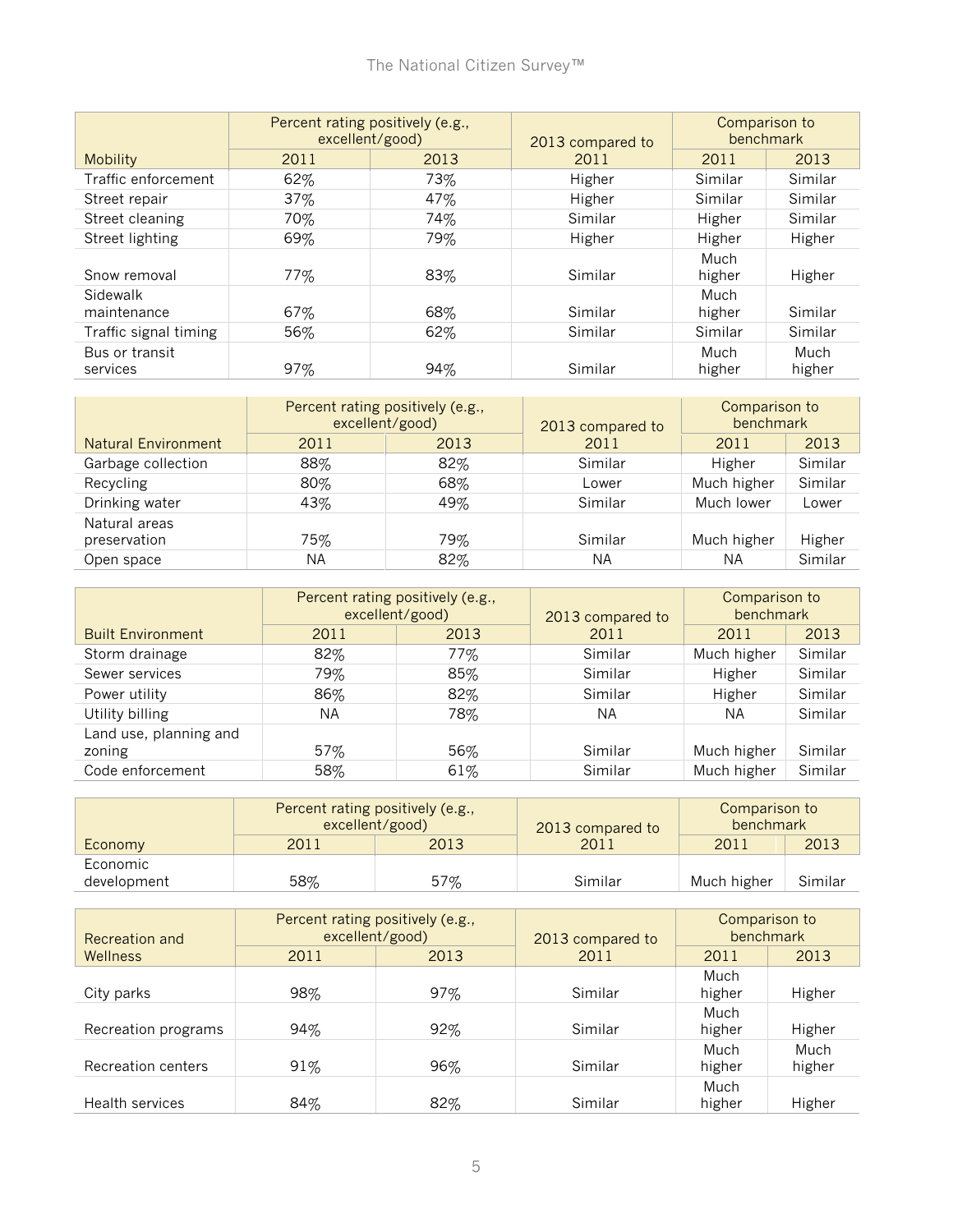| Mobility | Percent rating positively (e.g., excellent/good) | | 2013 compared to 2011 | Comparison to benchmark | |
|---|---|---|---|---|---|
| | 2011 | 2013 | | 2011 | 2013 |
| Traffic enforcement | 62% | 73% | Higher | Similar | Similar |
| Street repair | 37% | 47% | Higher | Similar | Similar |
| Street cleaning | 70% | 74% | Similar | Higher | Similar |
| Street lighting | 69% | 79% | Higher | Higher | Higher |
| Snow removal | 77% | 83% | Similar | Much higher | Higher |
| Sidewalk maintenance | 67% | 68% | Similar | Much higher | Similar |
| Traffic signal timing | 56% | 62% | Similar | Similar | Similar |
| Bus or transit services | 97% | 94% | Similar | Much higher | Much higher |

| Natural Environment | Percent rating positively (e.g., excellent/good) | | 2013 compared to 2011 | Comparison to benchmark | |
|---|---|---|---|---|---|
| | 2011 | 2013 | | 2011 | 2013 |
| Garbage collection | 88% | 82% | Similar | Higher | Similar |
| Recycling | 80% | 68% | Lower | Much higher | Similar |
| Drinking water | 43% | 49% | Similar | Much lower | Lower |
| Natural areas preservation | 75% | 79% | Similar | Much higher | Higher |
| Open space | NA | 82% | NA | NA | Similar |

| Built Environment | Percent rating positively (e.g., excellent/good) | | 2013 compared to 2011 | Comparison to benchmark | |
|---|---|---|---|---|---|
| | 2011 | 2013 | | 2011 | 2013 |
| Storm drainage | 82% | 77% | Similar | Much higher | Similar |
| Sewer services | 79% | 85% | Similar | Higher | Similar |
| Power utility | 86% | 82% | Similar | Higher | Similar |
| Utility billing | NA | 78% | NA | NA | Similar |
| Land use, planning and zoning | 57% | 56% | Similar | Much higher | Similar |
| Code enforcement | 58% | 61% | Similar | Much higher | Similar |

| Economy | Percent rating positively (e.g., excellent/good) | | 2013 compared to 2011 | Comparison to benchmark | |
|---|---|---|---|---|---|
| | 2011 | 2013 | | 2011 | 2013 |
| Economic development | 58% | 57% | Similar | Much higher | Similar |

| Recreation and Wellness | Percent rating positively (e.g., excellent/good) | | 2013 compared to 2011 | Comparison to benchmark | |
|---|---|---|---|---|---|
| | 2011 | 2013 | | 2011 | 2013 |
| City parks | 98% | 97% | Similar | Much higher | Higher |
| Recreation programs | 94% | 92% | Similar | Much higher | Higher |
| Recreation centers | 91% | 96% | Similar | Much higher | Much higher |
| Health services | 84% | 82% | Similar | Much higher | Higher |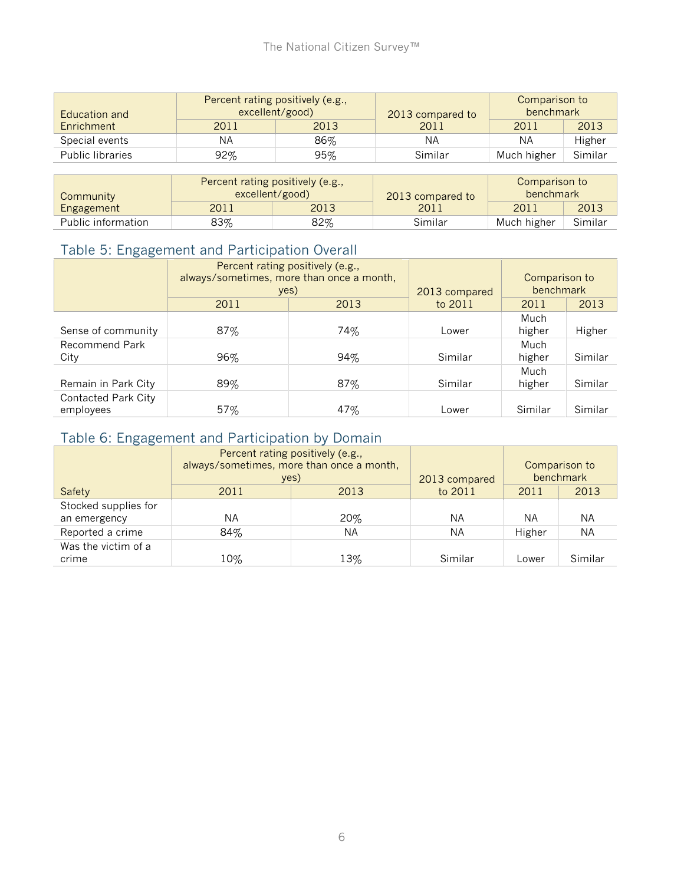| Education and Enrichment | Percent rating positively (e.g., excellent/good) | | 2013 compared to 2011 | Comparison to benchmark | |
|---|---|---|---|---|---|
| | 2011 | 2013 | | 2011 | 2013 |
| Special events | NA | 86% | NA | NA | Higher |
| Public libraries | 92% | 95% | Similar | Much higher | Similar |

| Community Engagement | Percent rating positively (e.g., excellent/good) | | 2013 compared to 2011 | Comparison to benchmark | |
|---|---|---|---|---|---|
| | 2011 | 2013 | | 2011 | 2013 |
| Public information | 83% | 82% | Similar | Much higher | Similar |

## Table 5: Engagement and Participation Overall

| | Percent rating positively (e.g., always/sometimes, more than once a month, yes) | | 2013 compared to 2011 | Comparison to benchmark | |
|---|---|---|---|---|---|
| | 2011 | 2013 | | 2011 | 2013 |
| Sense of community | 87% | 74% | Lower | Much higher | Higher |
| Recommend Park City | 96% | 94% | Similar | Much higher | Similar |
| Remain in Park City | 89% | 87% | Similar | Much higher | Similar |
| Contacted Park City employees | 57% | 47% | Lower | Similar | Similar |

## Table 6: Engagement and Participation by Domain

| Safety | Percent rating positively (e.g., always/sometimes, more than once a month, yes) | | 2013 compared to 2011 | Comparison to benchmark | |
|---|---|---|---|---|---|
| | 2011 | 2013 | | 2011 | 2013 |
| Stocked supplies for an emergency | NA | 20% | NA | NA | NA |
| Reported a crime | 84% | NA | NA | Higher | NA |
| Was the victim of a crime | 10% | 13% | Similar | Lower | Similar |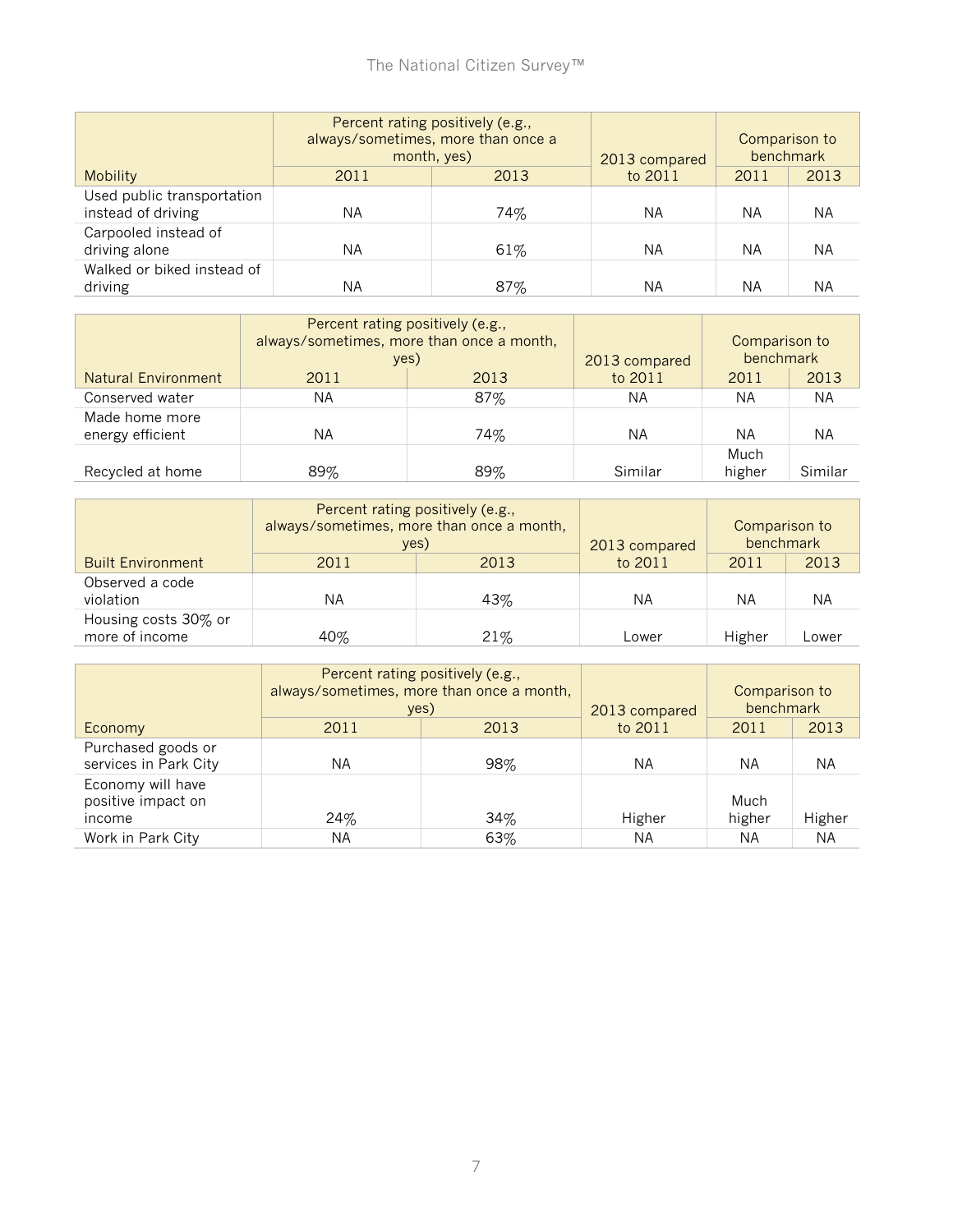| Mobility | Percent rating positively (e.g., always/sometimes, more than once a month, yes) | | 2013 compared to 2011 | Comparison to benchmark | |
|---|---|---|---|---|---|
| | 2011 | 2013 | | 2011 | 2013 |
| Used public transportation instead of driving | NA | 74% | NA | NA | NA |
| Carpooled instead of driving alone | NA | 61% | NA | NA | NA |
| Walked or biked instead of driving | NA | 87% | NA | NA | NA |

| Natural Environment | Percent rating positively (e.g., always/sometimes, more than once a month, yes) | | 2013 compared to 2011 | Comparison to benchmark | |
|---|---|---|---|---|---|
| | 2011 | 2013 | | 2011 | 2013 |
| Conserved water | NA | 87% | NA | NA | NA |
| Made home more energy efficient | NA | 74% | NA | NA | NA |
| Recycled at home | 89% | 89% | Similar | Much higher | Similar |

| Built Environment | Percent rating positively (e.g., always/sometimes, more than once a month, yes) | | 2013 compared to 2011 | Comparison to benchmark | |
|---|---|---|---|---|---|
| | 2011 | 2013 | | 2011 | 2013 |
| Observed a code violation | NA | 43% | NA | NA | NA |
| Housing costs 30% or more of income | 40% | 21% | Lower | Higher | Lower |

| Economy | Percent rating positively (e.g., always/sometimes, more than once a month, yes) | | 2013 compared to 2011 | Comparison to benchmark | |
|---|---|---|---|---|---|
| | 2011 | 2013 | | 2011 | 2013 |
| Purchased goods or services in Park City | NA | 98% | NA | NA | NA |
| Economy will have positive impact on income | 24% | 34% | Higher | Much higher | Higher |
| Work in Park City | NA | 63% | NA | NA | NA |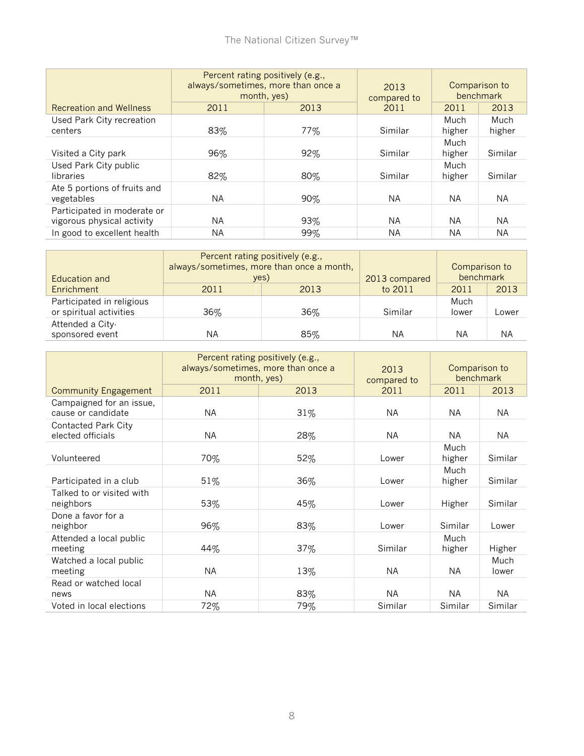| Recreation and Wellness | Percent rating positively (e.g., always/sometimes, more than once a month, yes) | | 2013 compared to 2011 | Comparison to benchmark | |
|---|---|---|---|---|---|
| | 2011 | 2013 | | 2011 | 2013 |
| Used Park City recreation centers | 83% | 77% | Similar | Much higher | Much higher |
| Visited a City park | 96% | 92% | Similar | Much higher | Similar |
| Used Park City public libraries | 82% | 80% | Similar | Much higher | Similar |
| Ate 5 portions of fruits and vegetables | NA | 90% | NA | NA | NA |
| Participated in moderate or vigorous physical activity | NA | 93% | NA | NA | NA |
| In good to excellent health | NA | 99% | NA | NA | NA |

| Education and Enrichment | Percent rating positively (e.g., always/sometimes, more than once a month, yes) | | 2013 compared to 2011 | Comparison to benchmark | |
|---|---|---|---|---|---|
| | 2011 | 2013 | | 2011 | 2013 |
| Participated in religious or spiritual activities | 36% | 36% | Similar | Much lower | Lower |
| Attended a City-sponsored event | NA | 85% | NA | NA | NA |

| Community Engagement | Percent rating positively (e.g., always/sometimes, more than once a month, yes) | | 2013 compared to 2011 | Comparison to benchmark | |
|---|---|---|---|---|---|
| | 2011 | 2013 | | 2011 | 2013 |
| Campaigned for an issue, cause or candidate | NA | 31% | NA | NA | NA |
| Contacted Park City elected officials | NA | 28% | NA | NA | NA |
| Volunteered | 70% | 52% | Lower | Much higher | Similar |
| Participated in a club | 51% | 36% | Lower | Much higher | Similar |
| Talked to or visited with neighbors | 53% | 45% | Lower | Higher | Similar |
| Done a favor for a neighbor | 96% | 83% | Lower | Similar | Lower |
| Attended a local public meeting | 44% | 37% | Similar | Much higher | Higher |
| Watched a local public meeting | NA | 13% | NA | NA | Much lower |
| Read or watched local news | NA | 83% | NA | NA | NA |
| Voted in local elections | 72% | 79% | Similar | Similar | Similar |